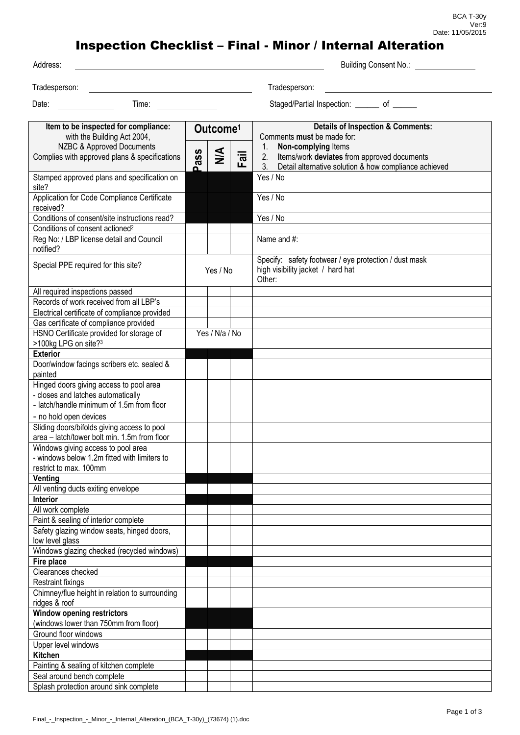BCA T-30y
Ver:9
Date: 11/05/2015

# Inspection Checklist – Final - Minor / Internal Alteration

Address: \_\_\_\_\_\_\_\_\_\_\_\_\_\_\_\_\_\_\_\_ Building Consent No.: \_\_\_\_\_\_\_\_\_\_\_\_

Tradesperson: \_\_\_\_\_\_\_\_\_\_\_\_\_\_\_\_\_\_\_\_ Tradesperson: \_\_\_\_\_\_\_\_\_\_\_\_\_\_\_\_\_\_\_\_

Date: \_\_\_\_\_\_\_\_\_\_ Time: \_\_\_\_\_\_\_\_\_\_ Staged/Partial Inspection: \_\_\_\_\_\_ of \_\_\_\_\_\_

| Item to be inspected for compliance: with the Building Act 2004, NZBC & Approved Documents Complies with approved plans & specifications | Outcome[1] | | | Details of Inspection & Comments: Comments **must** be made for: 1. **Non-complying** Items 2. Items/work **deviates** from approved documents 3. Detail alternative solution & how compliance achieved |
|---|---|---|---|---|
| | Pass | N/A | Fail | |
| Stamped approved plans and specification on site? | | | | Yes / No |
| Application for Code Compliance Certificate received? | | | | Yes / No |
| Conditions of consent/site instructions read? | | | | Yes / No |
| Conditions of consent actioned[2] | | | | |
| Reg No: / LBP license detail and Council notified? | | | | Name and #: |
| Special PPE required for this site? | Yes / No | | | Specify: safety footwear / eye protection / dust mask high visibility jacket / hard hat Other: |
| All required inspections passed | | | | |
| Records of work received from all LBP's | | | | |
| Electrical certificate of compliance provided | | | | |
| Gas certificate of compliance provided | | | | |
| HSNO Certificate provided for storage of >100kg LPG on site?[3] | Yes / N/a / No | | | |
| **Exterior** | | | | |
| Door/window facings scribers etc. sealed & painted | | | | |
| Hinged doors giving access to pool area - closes and latches automatically - latch/handle minimum of 1.5m from floor - no hold open devices | | | | |
| Sliding doors/bifolds giving access to pool area – latch/tower bolt min. 1.5m from floor | | | | |
| Windows giving access to pool area - windows below 1.2m fitted with limiters to restrict to max. 100mm | | | | |
| **Venting** | | | | |
| All venting ducts exiting envelope | | | | |
| **Interior** | | | | |
| All work complete | | | | |
| Paint & sealing of interior complete | | | | |
| Safety glazing window seats, hinged doors, low level glass | | | | |
| Windows glazing checked (recycled windows) | | | | |
| **Fire place** | | | | |
| Clearances checked | | | | |
| Restraint fixings | | | | |
| Chimney/flue height in relation to surrounding ridges & roof | | | | |
| **Window opening restrictors** (windows lower than 750mm from floor) | | | | |
| Ground floor windows | | | | |
| Upper level windows | | | | |
| **Kitchen** | | | | |
| Painting & sealing of kitchen complete | | | | |
| Seal around bench complete | | | | |
| Splash protection around sink complete | | | | |

Final\_-\_Inspection\_-\_Minor\_-\_Internal\_Alteration\_(BCA\_T-30y)\_(73674) (1).doc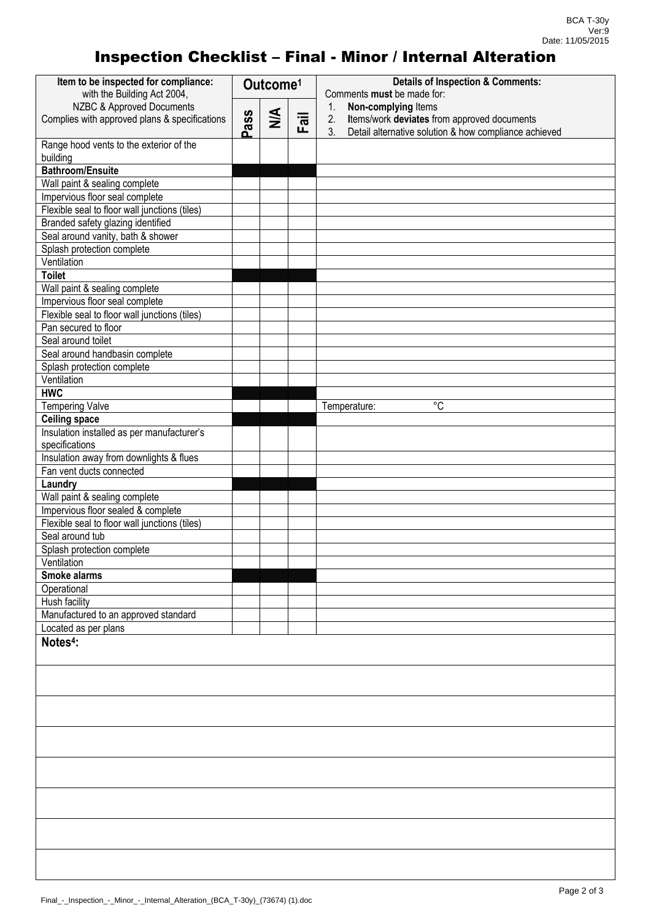# Inspection Checklist – Final - Minor / Internal Alteration

| Item to be inspected for compliance: with the Building Act 2004, NZBC & Approved Documents Complies with approved plans & specifications | Outcome[1] Pass | N/A | Fail | Details of Inspection & Comments: Comments **must** be made for: 1. **Non-complying** Items 2. **I**tems/work **deviates** from approved documents 3. Detail alternative solution & how compliance achieved |
|---|---|---|---|---|
| Range hood vents to the exterior of the building | | | | |
| **Bathroom/Ensuite** | | | | |
| Wall paint & sealing complete | | | | |
| Impervious floor seal complete | | | | |
| Flexible seal to floor wall junctions (tiles) | | | | |
| Branded safety glazing identified | | | | |
| Seal around vanity, bath & shower | | | | |
| Splash protection complete | | | | |
| Ventilation | | | | |
| **Toilet** | | | | |
| Wall paint & sealing complete | | | | |
| Impervious floor seal complete | | | | |
| Flexible seal to floor wall junctions (tiles) | | | | |
| Pan secured to floor | | | | |
| Seal around toilet | | | | |
| Seal around handbasin complete | | | | |
| Splash protection complete | | | | |
| Ventilation | | | | |
| **HWC** | | | | |
| Tempering Valve | | | | Temperature: °C |
| **Ceiling space** | | | | |
| Insulation installed as per manufacturer's specifications | | | | |
| Insulation away from downlights & flues | | | | |
| Fan vent ducts connected | | | | |
| **Laundry** | | | | |
| Wall paint & sealing complete | | | | |
| Impervious floor sealed & complete | | | | |
| Flexible seal to floor wall junctions (tiles) | | | | |
| Seal around tub | | | | |
| Splash protection complete | | | | |
| Ventilation | | | | |
| **Smoke alarms** | | | | |
| Operational | | | | |
| Hush facility | | | | |
| Manufactured to an approved standard | | | | |
| Located as per plans | | | | |

**Notes[4]:**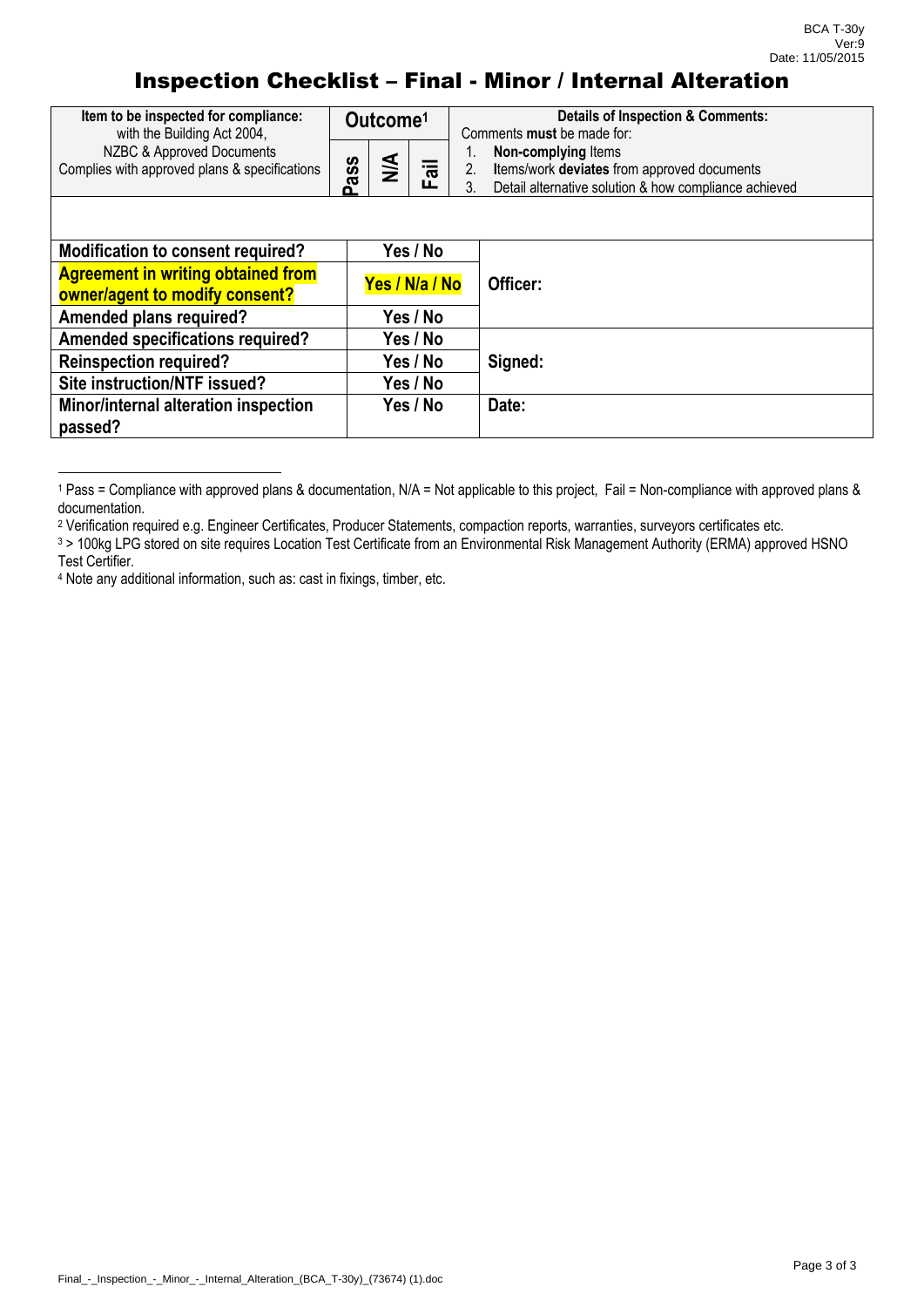BCA T-30y
Ver:9
Date: 11/05/2015

# Inspection Checklist – Final - Minor / Internal Alteration

| Item to be inspected for compliance: with the Building Act 2004, NZBC & Approved Documents Complies with approved plans & specifications | Outcome[1] | | | Details of Inspection & Comments: Comments **must** be made for: 1. **Non-complying** Items 2. Items/work **deviates** from approved documents 3. Detail alternative solution & how compliance achieved |
|---|---|---|---|---|
| | Pass | N/A | Fail | |
| | | | | |

| | | |
|---|---|---|
| **Modification to consent required?** | **Yes / No** | **Officer:** |
| **Agreement in writing obtained from owner/agent to modify consent?** | **Yes / N/a / No** | |
| **Amended plans required?** | **Yes / No** | |
| **Amended specifications required?** | **Yes / No** | **Signed:** |
| **Reinspection required?** | **Yes / No** | |
| **Site instruction/NTF issued?** | **Yes / No** | |
| **Minor/internal alteration inspection passed?** | **Yes / No** | **Date:** |

[1] Pass = Compliance with approved plans & documentation, N/A = Not applicable to this project, Fail = Non-compliance with approved plans & documentation.

[2] Verification required e.g. Engineer Certificates, Producer Statements, compaction reports, warranties, surveyors certificates etc.

[3] > 100kg LPG stored on site requires Location Test Certificate from an Environmental Risk Management Authority (ERMA) approved HSNO Test Certifier.

[4] Note any additional information, such as: cast in fixings, timber, etc.